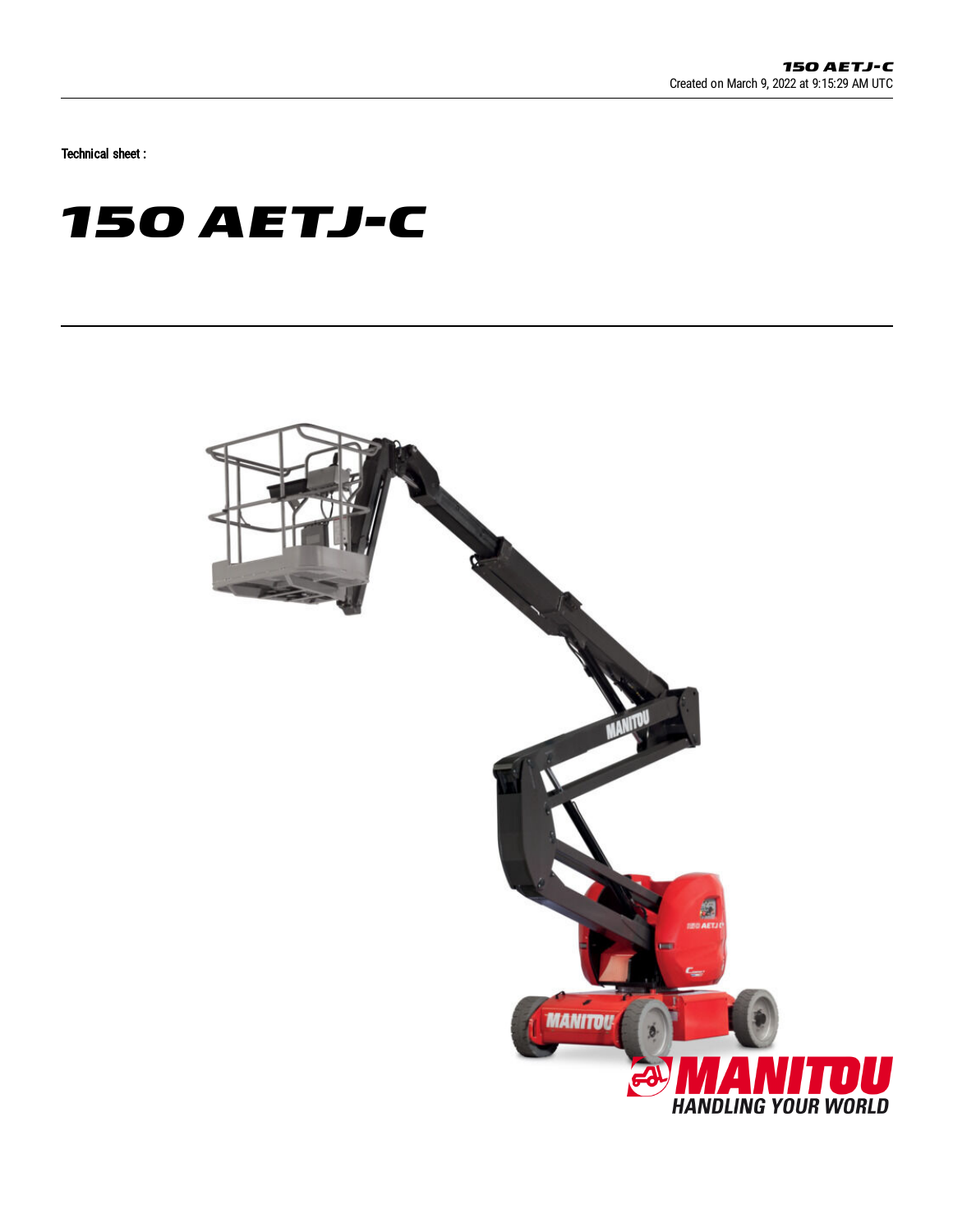Technical sheet :

# 150 AETJ-C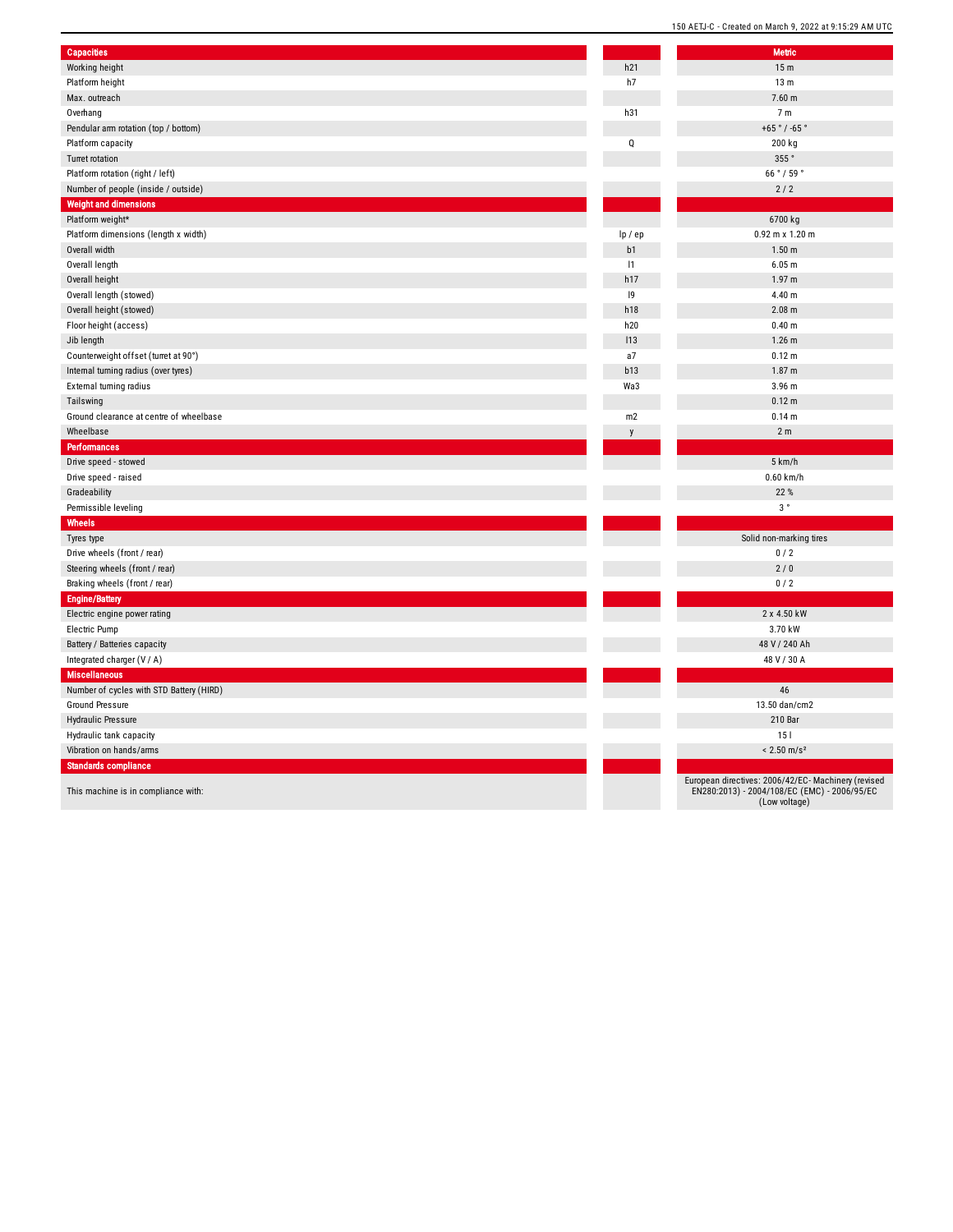| Capacities | | Metric |
|---|---|---|
| Working height | h21 | 15 m |
| Platform height | h7 | 13 m |
| Max. outreach | | 7.60 m |
| Overhang | h31 | 7 m |
| Pendular arm rotation (top / bottom) | | +65 ° / -65 ° |
| Platform capacity | Q | 200 kg |
| Turret rotation | | 355 ° |
| Platform rotation (right / left) | | 66 ° / 59 ° |
| Number of people (inside / outside) | | 2 / 2 |
| **Weight and dimensions** | | |
| Platform weight* | | 6700 kg |
| Platform dimensions (length x width) | lp / ep | 0.92 m x 1.20 m |
| Overall width | b1 | 1.50 m |
| Overall length | l1 | 6.05 m |
| Overall height | h17 | 1.97 m |
| Overall length (stowed) | l9 | 4.40 m |
| Overall height (stowed) | h18 | 2.08 m |
| Floor height (access) | h20 | 0.40 m |
| Jib length | l13 | 1.26 m |
| Counterweight offset (turret at 90°) | a7 | 0.12 m |
| Internal turning radius (over tyres) | b13 | 1.87 m |
| External turning radius | Wa3 | 3.96 m |
| Tailswing | | 0.12 m |
| Ground clearance at centre of wheelbase | m2 | 0.14 m |
| Wheelbase | y | 2 m |
| **Performances** | | |
| Drive speed - stowed | | 5 km/h |
| Drive speed - raised | | 0.60 km/h |
| Gradeability | | 22 % |
| Permissible leveling | | 3 ° |
| **Wheels** | | |
| Tyres type | | Solid non-marking tires |
| Drive wheels (front / rear) | | 0 / 2 |
| Steering wheels (front / rear) | | 2 / 0 |
| Braking wheels (front / rear) | | 0 / 2 |
| **Engine/Battery** | | |
| Electric engine power rating | | 2 x 4.50 kW |
| Electric Pump | | 3.70 kW |
| Battery / Batteries capacity | | 48 V / 240 Ah |
| Integrated charger (V / A) | | 48 V / 30 A |
| **Miscellaneous** | | |
| Number of cycles with STD Battery (HIRD) | | 46 |
| Ground Pressure | | 13.50 dan/cm2 |
| Hydraulic Pressure | | 210 Bar |
| Hydraulic tank capacity | | 15 l |
| Vibration on hands/arms | | < 2.50 m/s² |
| **Standards compliance** | | |
| This machine is in compliance with: | | European directives: 2006/42/EC- Machinery (revised EN280:2013) - 2004/108/EC (EMC) - 2006/95/EC (Low voltage) |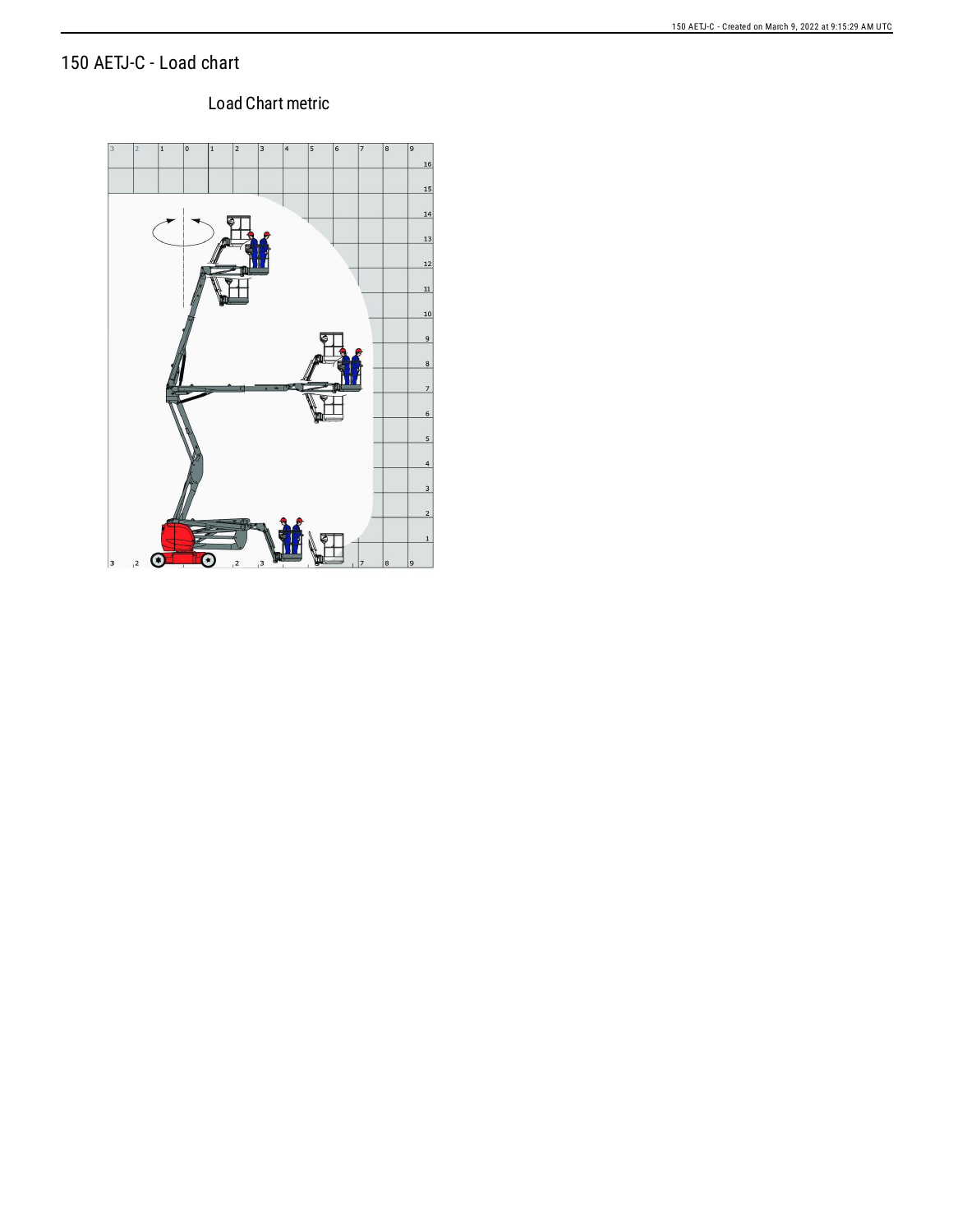# 150 AETJ-C - Load chart

Load Chart metric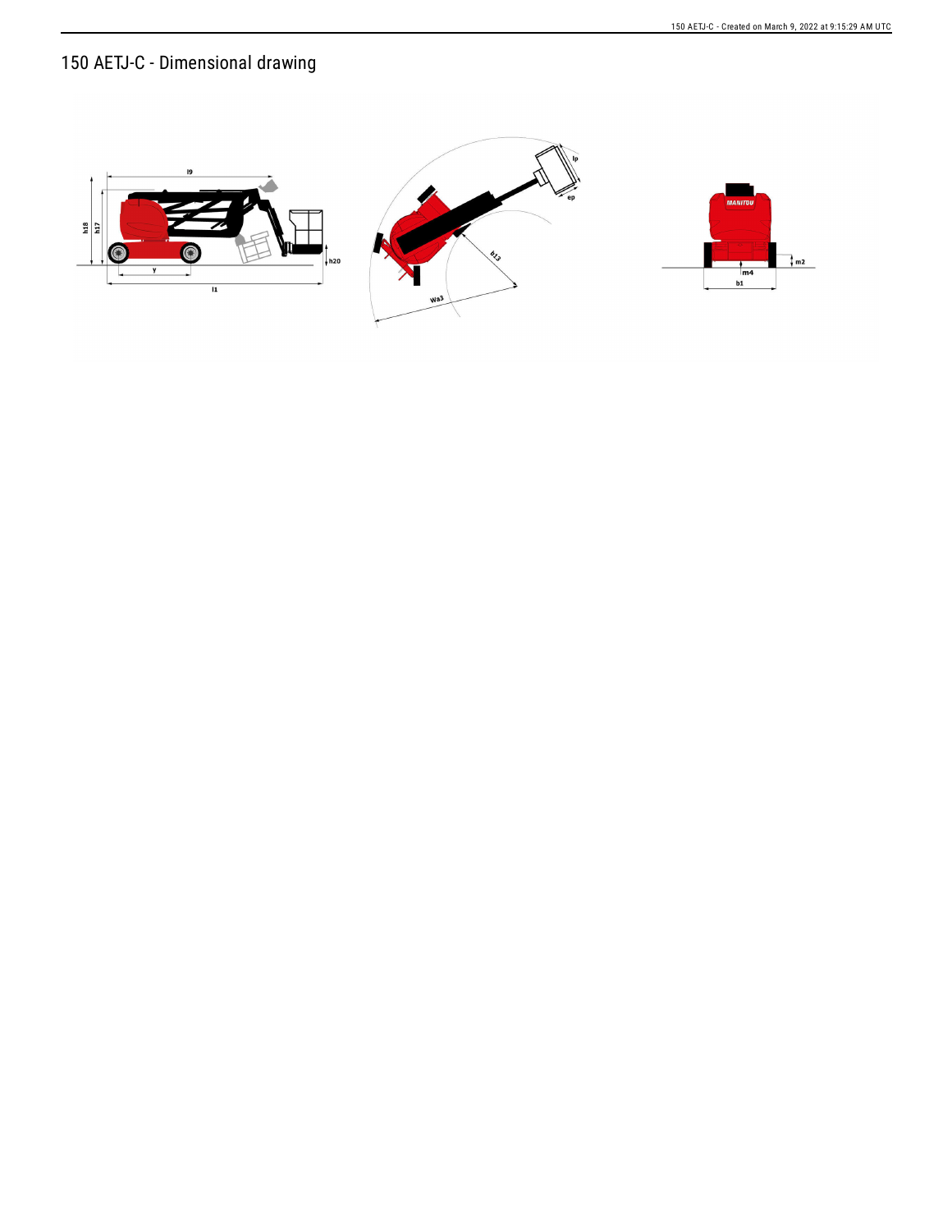# 150 AETJ-C - Dimensional drawing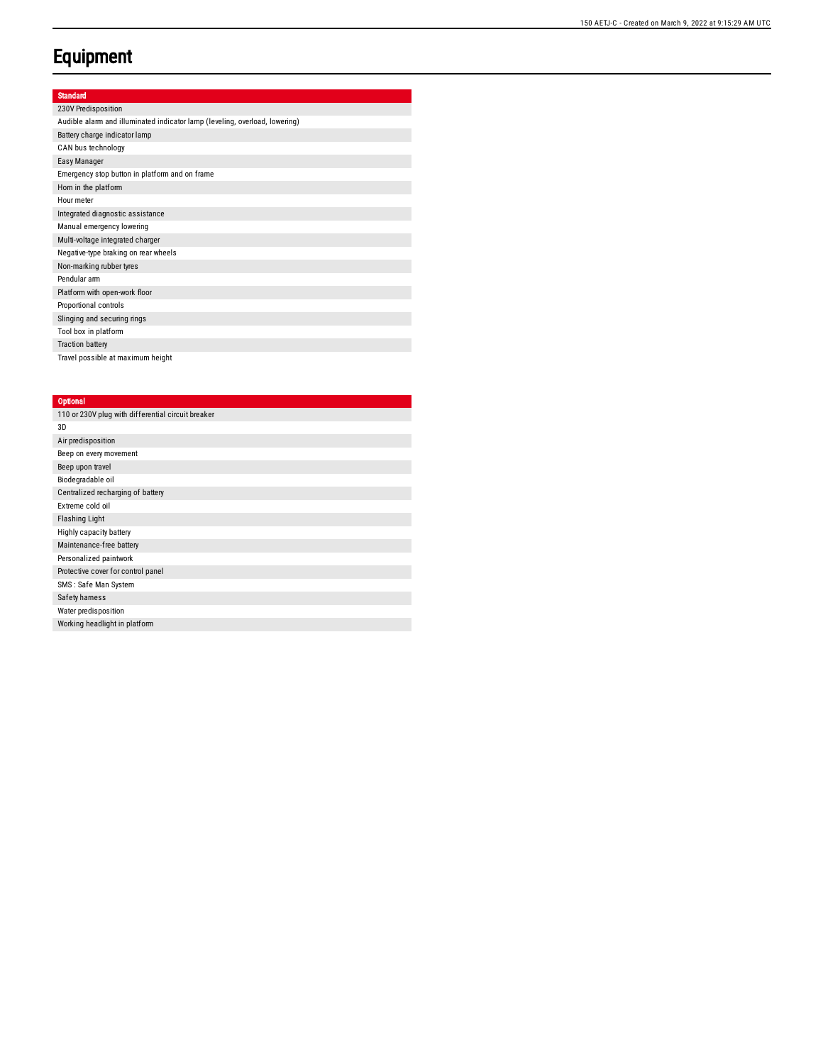# Equipment

| Standard |
| --- |
| 230V Predisposition |
| Audible alarm and illuminated indicator lamp (leveling, overload, lowering) |
| Battery charge indicator lamp |
| CAN bus technology |
| Easy Manager |
| Emergency stop button in platform and on frame |
| Horn in the platform |
| Hour meter |
| Integrated diagnostic assistance |
| Manual emergency lowering |
| Multi-voltage integrated charger |
| Negative-type braking on rear wheels |
| Non-marking rubber tyres |
| Pendular arm |
| Platform with open-work floor |
| Proportional controls |
| Slinging and securing rings |
| Tool box in platform |
| Traction battery |
| Travel possible at maximum height |

| Optional |
| --- |
| 110 or 230V plug with differential circuit breaker |
| 3D |
| Air predisposition |
| Beep on every movement |
| Beep upon travel |
| Biodegradable oil |
| Centralized recharging of battery |
| Extreme cold oil |
| Flashing Light |
| Highly capacity battery |
| Maintenance-free battery |
| Personalized paintwork |
| Protective cover for control panel |
| SMS : Safe Man System |
| Safety harness |
| Water predisposition |
| Working headlight in platform |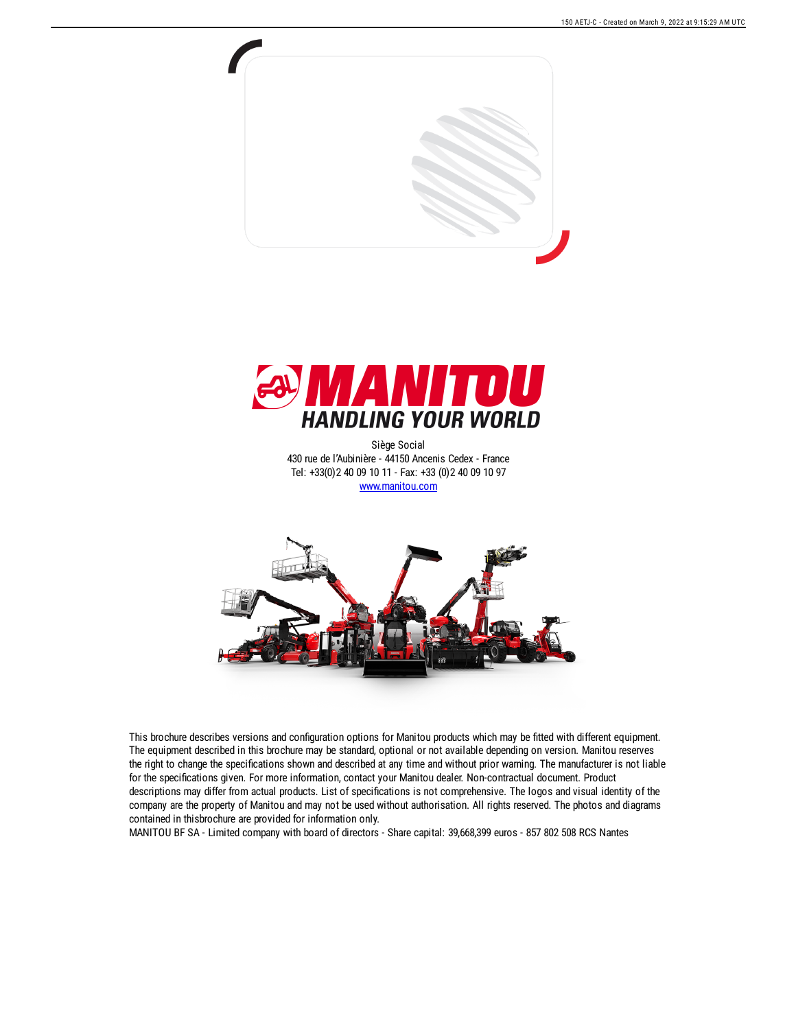MANITOU

HANDLING YOUR WORLD

Siège Social
430 rue de l'Aubinière - 44150 Ancenis Cedex - France
Tel: +33(0)2 40 09 10 11 - Fax: +33 (0)2 40 09 10 97
www.manitou.com

This brochure describes versions and configuration options for Manitou products which may be fitted with different equipment. The equipment described in this brochure may be standard, optional or not available depending on version. Manitou reserves the right to change the specifications shown and described at any time and without prior warning. The manufacturer is not liable for the specifications given. For more information, contact your Manitou dealer. Non-contractual document. Product descriptions may differ from actual products. List of specifications is not comprehensive. The logos and visual identity of the company are the property of Manitou and may not be used without authorisation. All rights reserved. The photos and diagrams contained in thisbrochure are provided for information only.
MANITOU BF SA - Limited company with board of directors - Share capital: 39,668,399 euros - 857 802 508 RCS Nantes